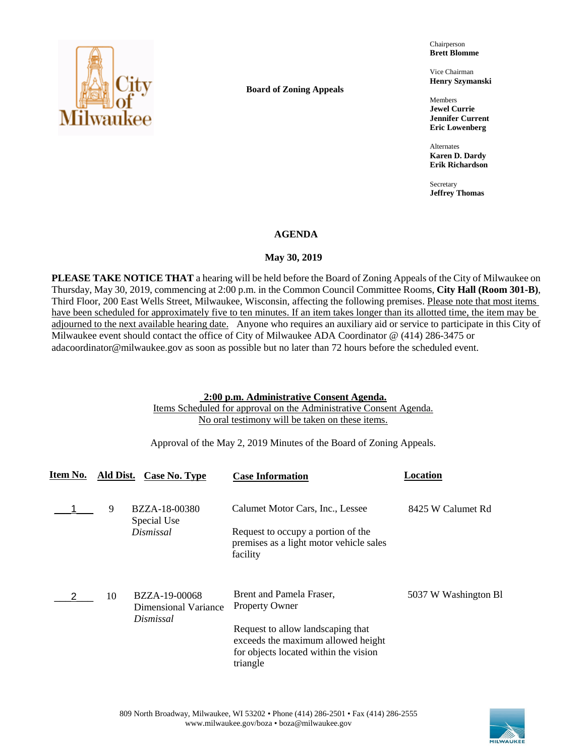**Board of Zoning Appeals**

Chairperson
**Brett Blomme**

Vice Chairman
**Henry Szymanski**

Members
**Jewel Currie**
**Jennifer Current**
**Eric Lowenberg**

Alternates
**Karen D. Dardy**
**Erik Richardson**

Secretary
**Jeffrey Thomas**

# AGENDA

## May 30, 2019

**PLEASE TAKE NOTICE THAT** a hearing will be held before the Board of Zoning Appeals of the City of Milwaukee on Thursday, May 30, 2019, commencing at 2:00 p.m. in the Common Council Committee Rooms, **City Hall (Room 301-B)**, Third Floor, 200 East Wells Street, Milwaukee, Wisconsin, affecting the following premises. Please note that most items have been scheduled for approximately five to ten minutes. If an item takes longer than its allotted time, the item may be adjourned to the next available hearing date. Anyone who requires an auxiliary aid or service to participate in this City of Milwaukee event should contact the office of City of Milwaukee ADA Coordinator @ (414) 286-3475 or adacoordinator@milwaukee.gov as soon as possible but no later than 72 hours before the scheduled event.

**2:00 p.m. Administrative Consent Agenda.**
Items Scheduled for approval on the Administrative Consent Agenda.
No oral testimony will be taken on these items.

Approval of the May 2, 2019 Minutes of the Board of Zoning Appeals.

| Item No. | Ald Dist. | Case No. Type | Case Information | Location |
|---|---|---|---|---|
| 1 | 9 | BZZA-18-00380 Special Use *Dismissal* | Calumet Motor Cars, Inc., Lessee<br><br>Request to occupy a portion of the premises as a light motor vehicle sales facility | 8425 W Calumet Rd |
| 2 | 10 | BZZA-19-00068 Dimensional Variance *Dismissal* | Brent and Pamela Fraser, Property Owner<br><br>Request to allow landscaping that exceeds the maximum allowed height for objects located within the vision triangle | 5037 W Washington Bl |

809 North Broadway, Milwaukee, WI 53202 • Phone (414) 286-2501 • Fax (414) 286-2555
www.milwaukee.gov/boza • boza@milwaukee.gov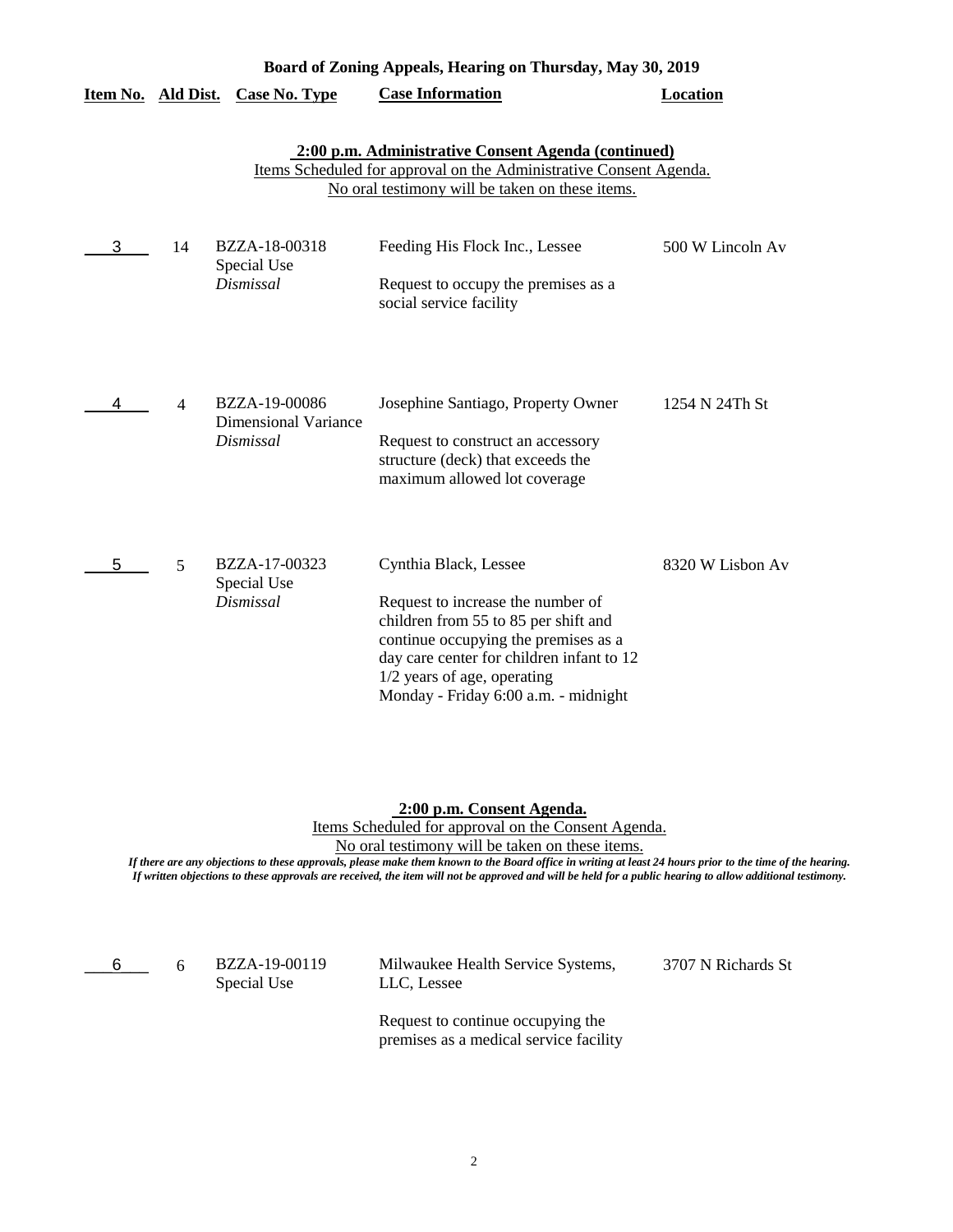**Board of Zoning Appeals, Hearing on Thursday, May 30, 2019**

| Item No. | Ald Dist. | Case No. Type | Case Information | Location |
|---|---|---|---|---|

**2:00 p.m. Administrative Consent Agenda (continued)**

Items Scheduled for approval on the Administrative Consent Agenda.

No oral testimony will be taken on these items.

| Item No. | Ald Dist. | Case No. Type | Case Information | Location |
|---|---|---|---|---|
| 3 | 14 | BZZA-18-00318<br>Special Use<br>*Dismissal* | Feeding His Flock Inc., Lessee<br><br>Request to occupy the premises as a social service facility | 500 W Lincoln Av |
| 4 | 4 | BZZA-19-00086<br>Dimensional Variance<br>*Dismissal* | Josephine Santiago, Property Owner<br><br>Request to construct an accessory structure (deck) that exceeds the maximum allowed lot coverage | 1254 N 24Th St |
| 5 | 5 | BZZA-17-00323<br>Special Use<br>*Dismissal* | Cynthia Black, Lessee<br><br>Request to increase the number of children from 55 to 85 per shift and continue occupying the premises as a day care center for children infant to 12 1/2 years of age, operating Monday - Friday 6:00 a.m. - midnight | 8320 W Lisbon Av |

**2:00 p.m. Consent Agenda.**

Items Scheduled for approval on the Consent Agenda.

No oral testimony will be taken on these items.

***If there are any objections to these approvals, please make them known to the Board office in writing at least 24 hours prior to the time of the hearing. If written objections to these approvals are received, the item will not be approved and will be held for a public hearing to allow additional testimony.***

| Item No. | Ald Dist. | Case No. Type | Case Information | Location |
|---|---|---|---|---|
| 6 | 6 | BZZA-19-00119<br>Special Use | Milwaukee Health Service Systems, LLC, Lessee<br><br>Request to continue occupying the premises as a medical service facility | 3707 N Richards St |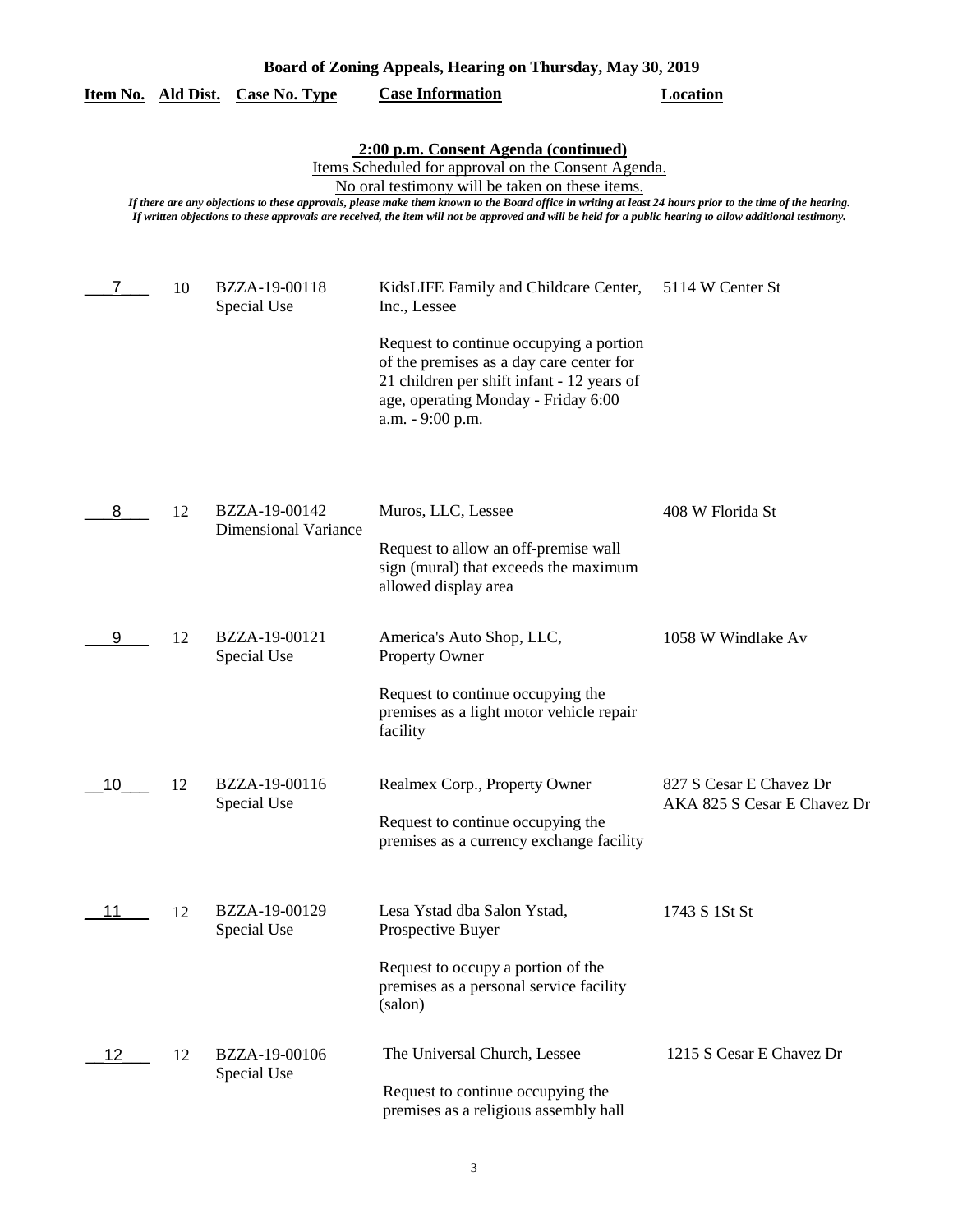**Board of Zoning Appeals, Hearing on Thursday, May 30, 2019**

**2:00 p.m. Consent Agenda (continued)**

Items Scheduled for approval on the Consent Agenda.

No oral testimony will be taken on these items.

*If there are any objections to these approvals, please make them known to the Board office in writing at least 24 hours prior to the time of the hearing. If written objections to these approvals are received, the item will not be approved and will be held for a public hearing to allow additional testimony.*

| Item No. | Ald Dist. | Case No. Type | Case Information | Location |
|---|---|---|---|---|
| 7 | 10 | BZZA-19-00118 Special Use | KidsLIFE Family and Childcare Center, Inc., Lessee<br><br>Request to continue occupying a portion of the premises as a day care center for 21 children per shift infant - 12 years of age, operating Monday - Friday 6:00 a.m. - 9:00 p.m. | 5114 W Center St |
| 8 | 12 | BZZA-19-00142 Dimensional Variance | Muros, LLC, Lessee<br><br>Request to allow an off-premise wall sign (mural) that exceeds the maximum allowed display area | 408 W Florida St |
| 9 | 12 | BZZA-19-00121 Special Use | America's Auto Shop, LLC, Property Owner<br><br>Request to continue occupying the premises as a light motor vehicle repair facility | 1058 W Windlake Av |
| 10 | 12 | BZZA-19-00116 Special Use | Realmex Corp., Property Owner<br><br>Request to continue occupying the premises as a currency exchange facility | 827 S Cesar E Chavez Dr AKA 825 S Cesar E Chavez Dr |
| 11 | 12 | BZZA-19-00129 Special Use | Lesa Ystad dba Salon Ystad, Prospective Buyer<br><br>Request to occupy a portion of the premises as a personal service facility (salon) | 1743 S 1St St |
| 12 | 12 | BZZA-19-00106 Special Use | The Universal Church, Lessee<br><br>Request to continue occupying the premises as a religious assembly hall | 1215 S Cesar E Chavez Dr |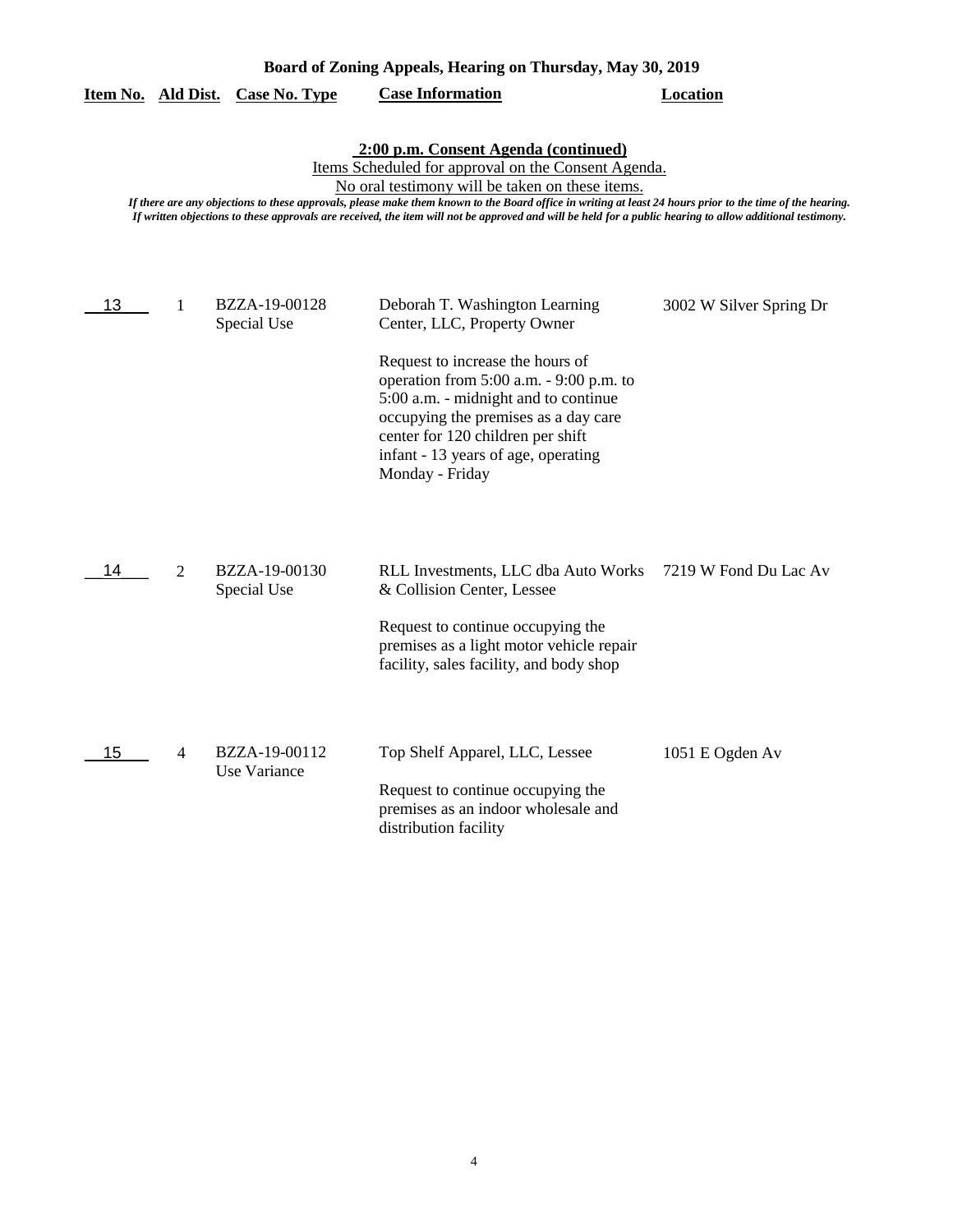**Board of Zoning Appeals, Hearing on Thursday, May 30, 2019**

**2:00 p.m. Consent Agenda (continued)**

Items Scheduled for approval on the Consent Agenda.

No oral testimony will be taken on these items.

*If there are any objections to these approvals, please make them known to the Board office in writing at least 24 hours prior to the time of the hearing. If written objections to these approvals are received, the item will not be approved and will be held for a public hearing to allow additional testimony.*

| Item No. | Ald Dist. | Case No. Type | Case Information | Location |
|---|---|---|---|---|
| 13 | 1 | BZZA-19-00128 Special Use | Deborah T. Washington Learning Center, LLC, Property Owner<br><br>Request to increase the hours of operation from 5:00 a.m. - 9:00 p.m. to 5:00 a.m. - midnight and to continue occupying the premises as a day care center for 120 children per shift infant - 13 years of age, operating Monday - Friday | 3002 W Silver Spring Dr |
| 14 | 2 | BZZA-19-00130 Special Use | RLL Investments, LLC dba Auto Works & Collision Center, Lessee<br><br>Request to continue occupying the premises as a light motor vehicle repair facility, sales facility, and body shop | 7219 W Fond Du Lac Av |
| 15 | 4 | BZZA-19-00112 Use Variance | Top Shelf Apparel, LLC, Lessee<br><br>Request to continue occupying the premises as an indoor wholesale and distribution facility | 1051 E Ogden Av |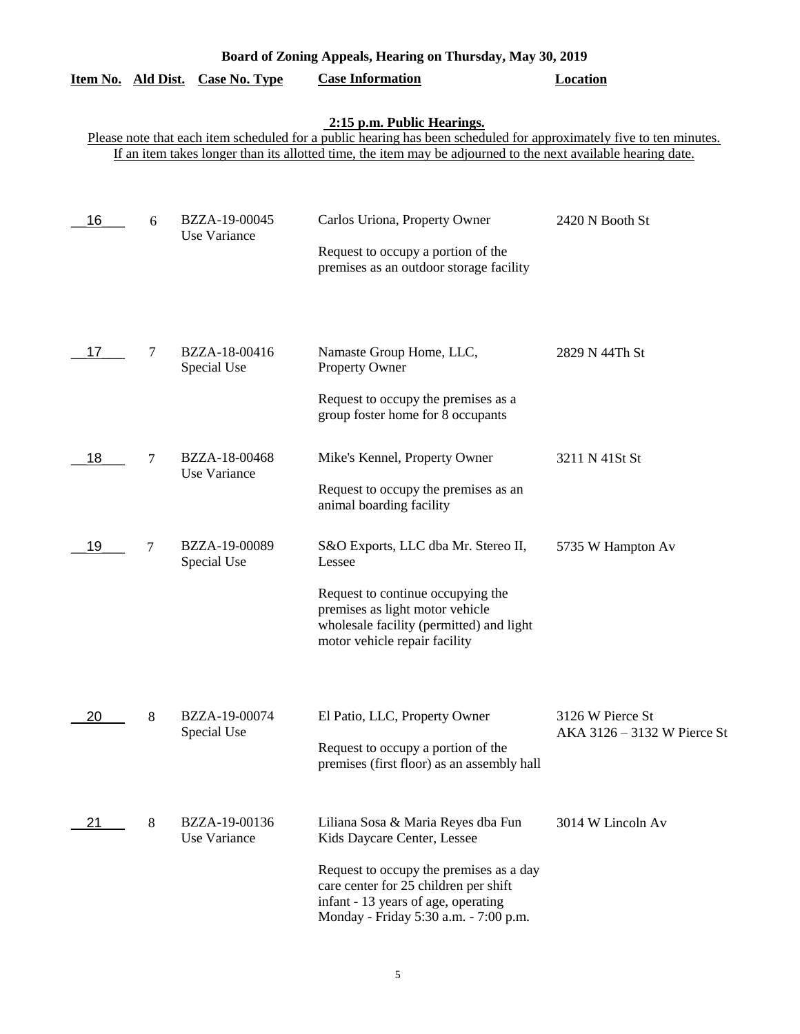**Board of Zoning Appeals, Hearing on Thursday, May 30, 2019**

**2:15 p.m. Public Hearings.**

Please note that each item scheduled for a public hearing has been scheduled for approximately five to ten minutes. If an item takes longer than its allotted time, the item may be adjourned to the next available hearing date.

| Item No. | Ald Dist. | Case No. Type | Case Information | Location |
|---|---|---|---|---|
| 16 | 6 | BZZA-19-00045 Use Variance | Carlos Uriona, Property Owner<br><br>Request to occupy a portion of the premises as an outdoor storage facility | 2420 N Booth St |
| 17 | 7 | BZZA-18-00416 Special Use | Namaste Group Home, LLC, Property Owner<br><br>Request to occupy the premises as a group foster home for 8 occupants | 2829 N 44Th St |
| 18 | 7 | BZZA-18-00468 Use Variance | Mike's Kennel, Property Owner<br><br>Request to occupy the premises as an animal boarding facility | 3211 N 41St St |
| 19 | 7 | BZZA-19-00089 Special Use | S&O Exports, LLC dba Mr. Stereo II, Lessee<br><br>Request to continue occupying the premises as light motor vehicle wholesale facility (permitted) and light motor vehicle repair facility | 5735 W Hampton Av |
| 20 | 8 | BZZA-19-00074 Special Use | El Patio, LLC, Property Owner<br><br>Request to occupy a portion of the premises (first floor) as an assembly hall | 3126 W Pierce St AKA 3126 – 3132 W Pierce St |
| 21 | 8 | BZZA-19-00136 Use Variance | Liliana Sosa & Maria Reyes dba Fun Kids Daycare Center, Lessee<br><br>Request to occupy the premises as a day care center for 25 children per shift infant - 13 years of age, operating Monday - Friday 5:30 a.m. - 7:00 p.m. | 3014 W Lincoln Av |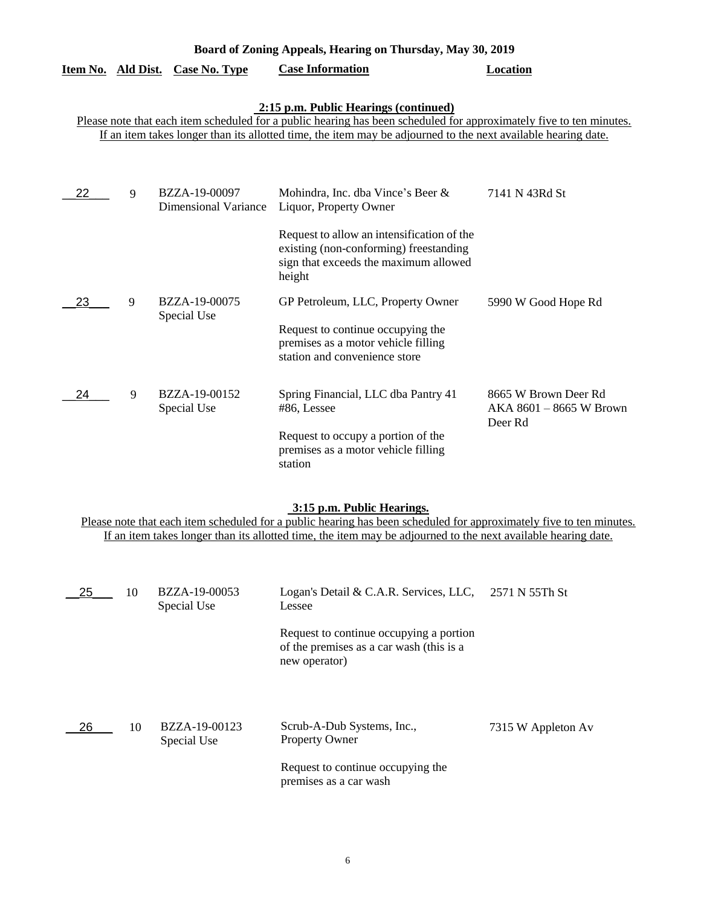**Board of Zoning Appeals, Hearing on Thursday, May 30, 2019**

| Item No. | Ald Dist. | Case No. Type | Case Information | Location |
|---|---|---|---|---|

**2:15 p.m. Public Hearings (continued)**

Please note that each item scheduled for a public hearing has been scheduled for approximately five to ten minutes. If an item takes longer than its allotted time, the item may be adjourned to the next available hearing date.

| Item No. | Ald Dist. | Case No. Type | Case Information | Location |
|---|---|---|---|---|
| 22 | 9 | BZZA-19-00097 Dimensional Variance | Mohindra, Inc. dba Vince's Beer & Liquor, Property Owner<br><br>Request to allow an intensification of the existing (non-conforming) freestanding sign that exceeds the maximum allowed height | 7141 N 43Rd St |
| 23 | 9 | BZZA-19-00075 Special Use | GP Petroleum, LLC, Property Owner<br><br>Request to continue occupying the premises as a motor vehicle filling station and convenience store | 5990 W Good Hope Rd |
| 24 | 9 | BZZA-19-00152 Special Use | Spring Financial, LLC dba Pantry 41 #86, Lessee<br><br>Request to occupy a portion of the premises as a motor vehicle filling station | 8665 W Brown Deer Rd AKA 8601 – 8665 W Brown Deer Rd |

**3:15 p.m. Public Hearings.**

Please note that each item scheduled for a public hearing has been scheduled for approximately five to ten minutes. If an item takes longer than its allotted time, the item may be adjourned to the next available hearing date.

| Item No. | Ald Dist. | Case No. Type | Case Information | Location |
|---|---|---|---|---|
| 25 | 10 | BZZA-19-00053 Special Use | Logan's Detail & C.A.R. Services, LLC, Lessee<br><br>Request to continue occupying a portion of the premises as a car wash (this is a new operator) | 2571 N 55Th St |
| 26 | 10 | BZZA-19-00123 Special Use | Scrub-A-Dub Systems, Inc., Property Owner<br><br>Request to continue occupying the premises as a car wash | 7315 W Appleton Av |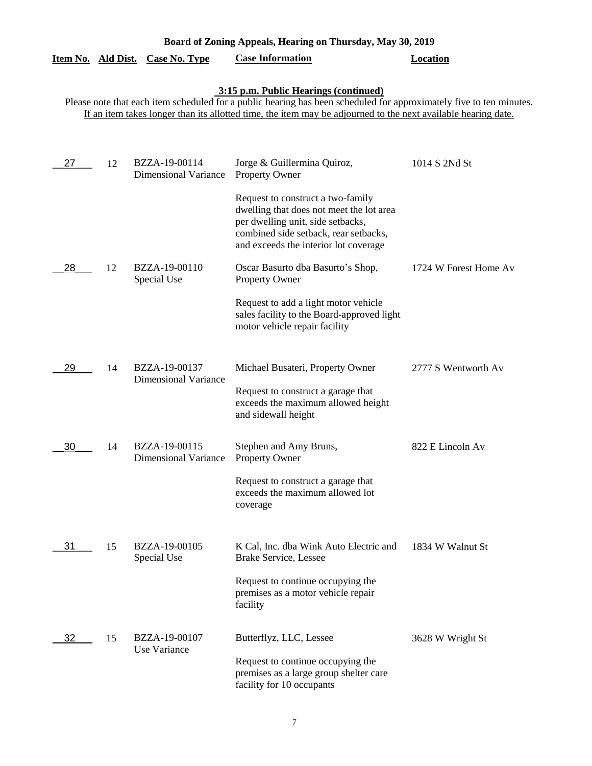**Board of Zoning Appeals, Hearing on Thursday, May 30, 2019**

**3:15 p.m. Public Hearings (continued)**

Please note that each item scheduled for a public hearing has been scheduled for approximately five to ten minutes. If an item takes longer than its allotted time, the item may be adjourned to the next available hearing date.

| Item No. | Ald Dist. | Case No. Type | Case Information | Location |
|---|---|---|---|---|
| 27 | 12 | BZZA-19-00114 Dimensional Variance | Jorge & Guillermina Quiroz, Property Owner<br><br>Request to construct a two-family dwelling that does not meet the lot area per dwelling unit, side setbacks, combined side setback, rear setbacks, and exceeds the interior lot coverage | 1014 S 2Nd St |
| 28 | 12 | BZZA-19-00110 Special Use | Oscar Basurto dba Basurto's Shop, Property Owner<br><br>Request to add a light motor vehicle sales facility to the Board-approved light motor vehicle repair facility | 1724 W Forest Home Av |
| 29 | 14 | BZZA-19-00137 Dimensional Variance | Michael Busateri, Property Owner<br><br>Request to construct a garage that exceeds the maximum allowed height and sidewall height | 2777 S Wentworth Av |
| 30 | 14 | BZZA-19-00115 Dimensional Variance | Stephen and Amy Bruns, Property Owner<br><br>Request to construct a garage that exceeds the maximum allowed lot coverage | 822 E Lincoln Av |
| 31 | 15 | BZZA-19-00105 Special Use | K Cal, Inc. dba Wink Auto Electric and Brake Service, Lessee<br><br>Request to continue occupying the premises as a motor vehicle repair facility | 1834 W Walnut St |
| 32 | 15 | BZZA-19-00107 Use Variance | Butterflyz, LLC, Lessee<br><br>Request to continue occupying the premises as a large group shelter care facility for 10 occupants | 3628 W Wright St |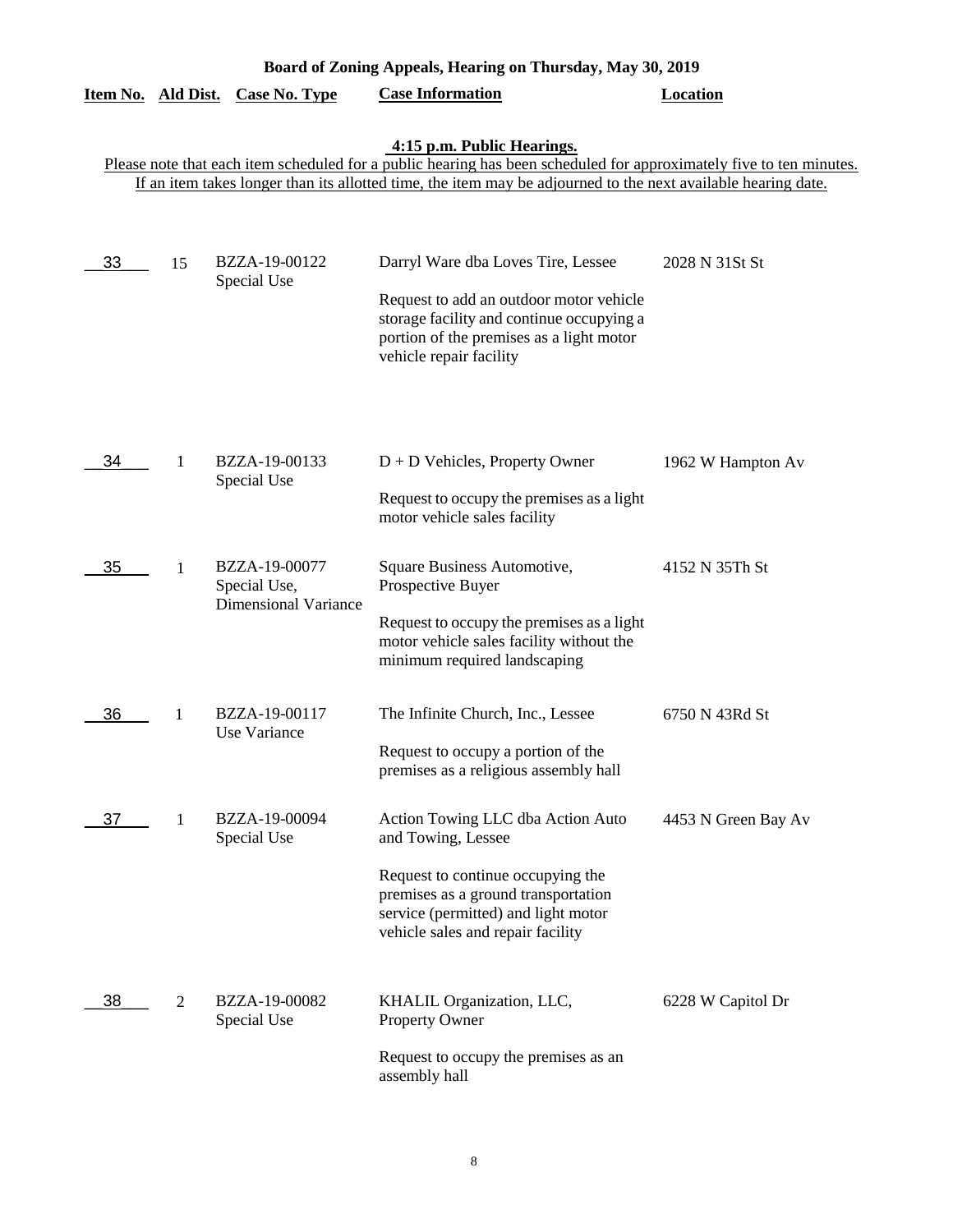**Board of Zoning Appeals, Hearing on Thursday, May 30, 2019**

**4:15 p.m. Public Hearings.**

Please note that each item scheduled for a public hearing has been scheduled for approximately five to ten minutes. If an item takes longer than its allotted time, the item may be adjourned to the next available hearing date.

| Item No. | Ald Dist. | Case No. Type | Case Information | Location |
|---|---|---|---|---|
| 33 | 15 | BZZA-19-00122 Special Use | Darryl Ware dba Loves Tire, Lessee<br><br>Request to add an outdoor motor vehicle storage facility and continue occupying a portion of the premises as a light motor vehicle repair facility | 2028 N 31St St |
| 34 | 1 | BZZA-19-00133 Special Use | D + D Vehicles, Property Owner<br><br>Request to occupy the premises as a light motor vehicle sales facility | 1962 W Hampton Av |
| 35 | 1 | BZZA-19-00077 Special Use, Dimensional Variance | Square Business Automotive, Prospective Buyer<br><br>Request to occupy the premises as a light motor vehicle sales facility without the minimum required landscaping | 4152 N 35Th St |
| 36 | 1 | BZZA-19-00117 Use Variance | The Infinite Church, Inc., Lessee<br><br>Request to occupy a portion of the premises as a religious assembly hall | 6750 N 43Rd St |
| 37 | 1 | BZZA-19-00094 Special Use | Action Towing LLC dba Action Auto and Towing, Lessee<br><br>Request to continue occupying the premises as a ground transportation service (permitted) and light motor vehicle sales and repair facility | 4453 N Green Bay Av |
| 38 | 2 | BZZA-19-00082 Special Use | KHALIL Organization, LLC, Property Owner<br><br>Request to occupy the premises as an assembly hall | 6228 W Capitol Dr |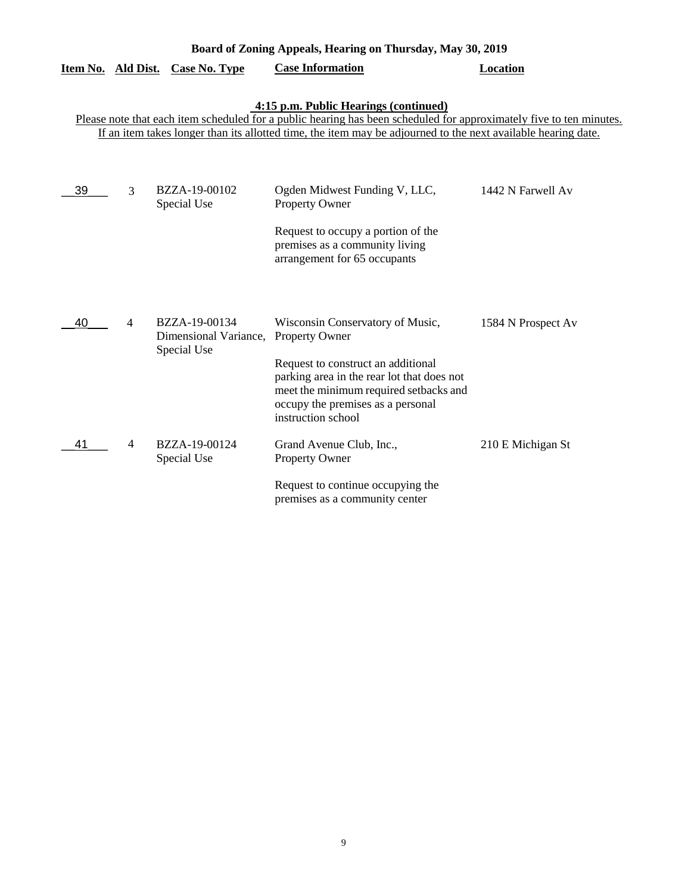# Board of Zoning Appeals, Hearing on Thursday, May 30, 2019

## 4:15 p.m. Public Hearings (continued)

Please note that each item scheduled for a public hearing has been scheduled for approximately five to ten minutes. If an item takes longer than its allotted time, the item may be adjourned to the next available hearing date.

| Item No. | Ald Dist. | Case No. Type | Case Information | Location |
|---|---|---|---|---|
| 39 | 3 | BZZA-19-00102 Special Use | Ogden Midwest Funding V, LLC, Property Owner<br><br>Request to occupy a portion of the premises as a community living arrangement for 65 occupants | 1442 N Farwell Av |
| 40 | 4 | BZZA-19-00134 Dimensional Variance, Special Use | Wisconsin Conservatory of Music, Property Owner<br><br>Request to construct an additional parking area in the rear lot that does not meet the minimum required setbacks and occupy the premises as a personal instruction school | 1584 N Prospect Av |
| 41 | 4 | BZZA-19-00124 Special Use | Grand Avenue Club, Inc., Property Owner<br><br>Request to continue occupying the premises as a community center | 210 E Michigan St |